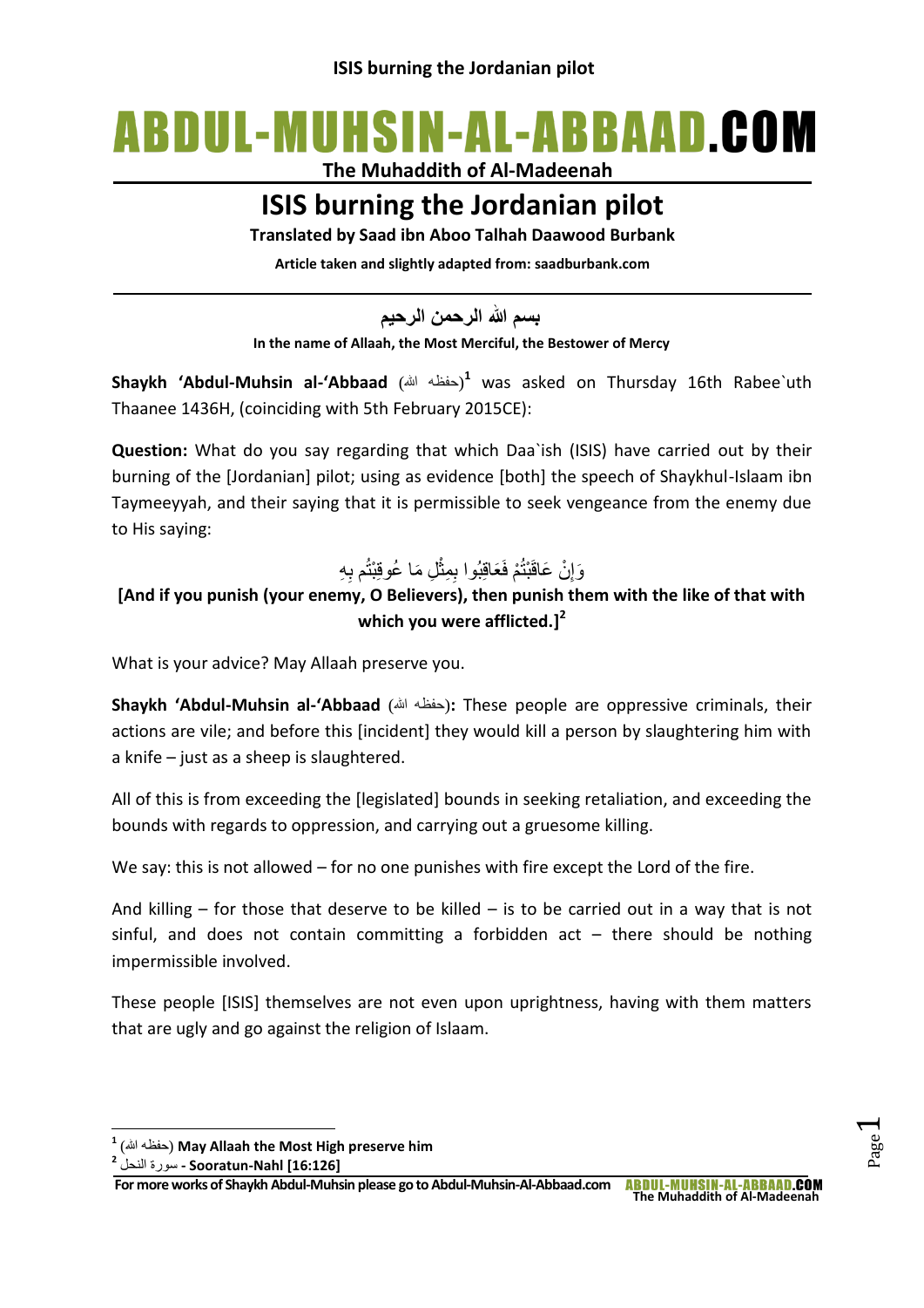# ABDUL-MUHSIN-AL-ABBAAD.COM

**The Muhaddith of Al-Madeenah**

## ISIS burning the Jordanian pilot

**Translated by Saad ibn Aboo Talhah Daawood Burbank**

**Article taken and slightly adapted from: saadburbank.com**

---

**بسم الله الرحمن الرحيم**

**In the name of Allaah, the Most Merciful, the Bestower of Mercy**

**Shaykh 'Abdul-Muhsin al-'Abbaad** (حفظه الله)[1] was asked on Thursday 16th Rabee`uth Thaanee 1436H, (coinciding with 5th February 2015CE):

**Question:** What do you say regarding that which Daa`ish (ISIS) have carried out by their burning of the [Jordanian] pilot; using as evidence [both] the speech of Shaykhul-Islaam ibn Taymeeyyah, and their saying that it is permissible to seek vengeance from the enemy due to His saying:

وَإِنْ عَاقَبْتُمْ فَعَاقِبُوا بِمِثْلِ مَا عُوقِبْتُم بِهِ

**[And if you punish (your enemy, O Believers), then punish them with the like of that with which you were afflicted.]**[2]

What is your advice? May Allaah preserve you.

**Shaykh 'Abdul-Muhsin al-'Abbaad** (حفظه الله)**:** These people are oppressive criminals, their actions are vile; and before this [incident] they would kill a person by slaughtering him with a knife – just as a sheep is slaughtered.

All of this is from exceeding the [legislated] bounds in seeking retaliation, and exceeding the bounds with regards to oppression, and carrying out a gruesome killing.

We say: this is not allowed – for no one punishes with fire except the Lord of the fire.

And killing – for those that deserve to be killed – is to be carried out in a way that is not sinful, and does not contain committing a forbidden act – there should be nothing impermissible involved.

These people [ISIS] themselves are not even upon uprightness, having with them matters that are ugly and go against the religion of Islaam.

---

[1] (حفظه الله) **May Allaah the Most High preserve him**

[2] سورة النحل - **Sooratun-Nahl [16:126]**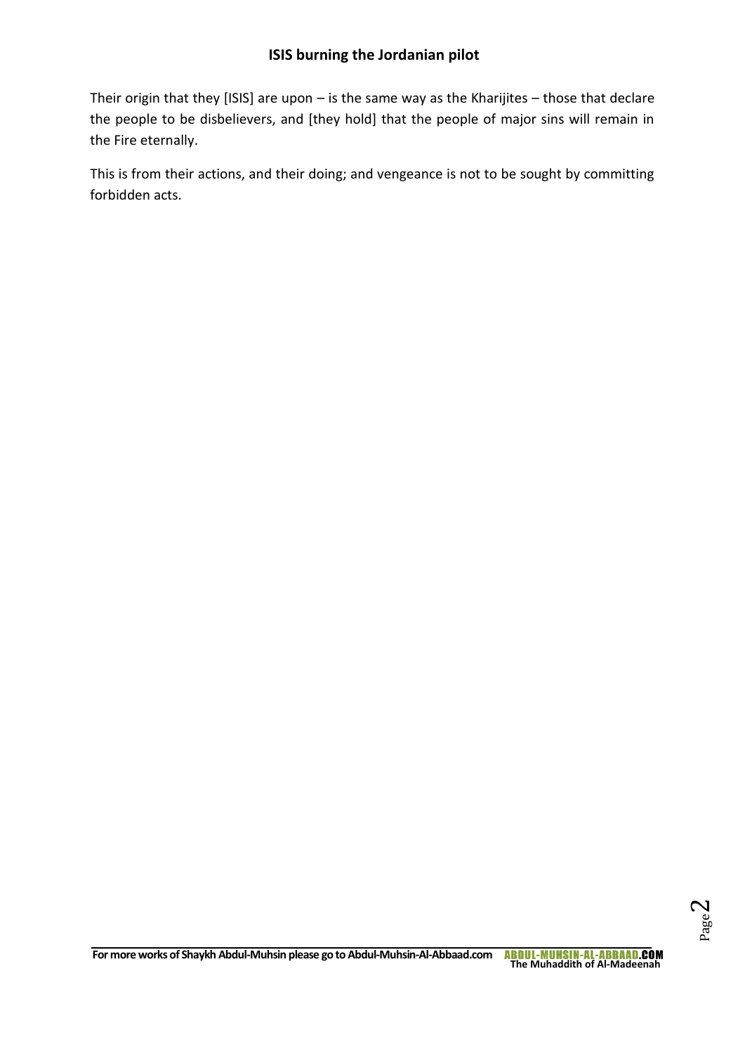## ISIS burning the Jordanian pilot

Their origin that they [ISIS] are upon – is the same way as the Kharijites – those that declare the people to be disbelievers, and [they hold] that the people of major sins will remain in the Fire eternally.

This is from their actions, and their doing; and vengeance is not to be sought by committing forbidden acts.